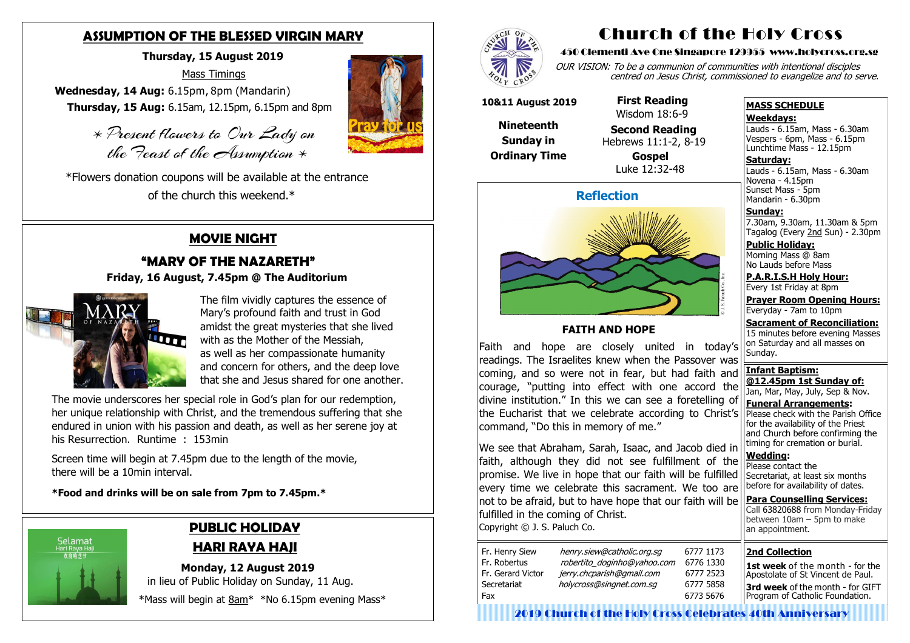# Church of the Holy Cross

450 Clementi Ave One Singapore 129955 www.holycross.org.sg

*OUR VISION: To be a communion of communities with intentional disciples centred on Jesus Christ, commissioned to evangelize and to serve.*

## ASSUMPTION OF THE BLESSED VIRGIN MARY

**Thursday, 15 August 2019**

Mass Timings

**Wednesday, 14 Aug:** 6.15pm, 8pm (Mandarin)

**Thursday, 15 Aug:** 6.15am, 12.15pm, 6.15pm and 8pm

*\* Present flowers to Our Lady on the Feast of the Assumption \**

*Flowers donation coupons will be available at the entrance of the church this weekend.*

## MOVIE NIGHT

### "MARY OF THE NAZARETH"

**Friday, 16 August, 7.45pm @ The Auditorium**

The film vividly captures the essence of Mary's profound faith and trust in God amidst the great mysteries that she lived with as the Mother of the Messiah, as well as her compassionate humanity and concern for others, and the deep love that she and Jesus shared for one another.

The movie underscores her special role in God's plan for our redemption, her unique relationship with Christ, and the tremendous suffering that she endured in union with his passion and death, as well as her serene joy at his Resurrection. Runtime : 153min

Screen time will begin at 7.45pm due to the length of the movie, there will be a 10min interval.

***Food and drinks will be on sale from 7pm to 7.45pm.***

## PUBLIC HOLIDAY
## HARI RAYA HAJI

**Monday, 12 August 2019**

in lieu of Public Holiday on Sunday, 11 Aug.

*Mass will begin at 8am* *No 6.15pm evening Mass*

**10&11 August 2019**

**Nineteenth Sunday in Ordinary Time**

**First Reading**
Wisdom 18:6-9

**Second Reading**
Hebrews 11:1-2, 8-19

**Gospel**
Luke 12:32-48

## Reflection

### FAITH AND HOPE

Faith and hope are closely united in today's readings. The Israelites knew when the Passover was coming, and so were not in fear, but had faith and courage, "putting into effect with one accord the divine institution." In this we can see a foretelling of the Eucharist that we celebrate according to Christ's command, "Do this in memory of me."

We see that Abraham, Sarah, Isaac, and Jacob died in faith, although they did not see fulfillment of the promise. We live in hope that our faith will be fulfilled every time we celebrate this sacrament. We too are not to be afraid, but to have hope that our faith will be fulfilled in the coming of Christ.

Copyright © J. S. Paluch Co.

| | | |
|---|---|---|
| Fr. Henry Siew | *henry.siew@catholic.org.sg* | 6777 1173 |
| Fr. Robertus | *robertito_doginho@yahoo.com* | 6776 1330 |
| Fr. Gerard Victor | *jerry.chcparish@gmail.com* | 6777 2523 |
| Secretariat | *holycross@singnet.com.sg* | 6777 5858 |
| Fax | | 6773 5676 |

## MASS SCHEDULE

**Weekdays:**
Lauds - 6.15am, Mass - 6.30am
Vespers - 6pm, Mass - 6.15pm
Lunchtime Mass - 12.15pm

**Saturday:**
Lauds - 6.15am, Mass - 6.30am
Novena - 4.15pm
Sunset Mass - 5pm
Mandarin - 6.30pm

**Sunday:**
7.30am, 9.30am, 11.30am & 5pm
Tagalog (Every 2nd Sun) - 2.30pm

**Public Holiday:**
Morning Mass @ 8am
No Lauds before Mass

**P.A.R.I.S.H Holy Hour:**
Every 1st Friday at 8pm

**Prayer Room Opening Hours:**
Everyday - 7am to 10pm

**Sacrament of Reconciliation:**
15 minutes before evening Masses on Saturday and all masses on Sunday.

**Infant Baptism:**
**@12.45pm 1st Sunday of:**
Jan, Mar, May, July, Sep & Nov.

**Funeral Arrangements:**
Please check with the Parish Office for the availability of the Priest and Church before confirming the timing for cremation or burial.

**Wedding:**
Please contact the Secretariat, at least six months before for availability of dates.

**Para Counselling Services:**
Call 63820688 from Monday-Friday between 10am – 5pm to make an appointment.

**2nd Collection**

**1st week** of the month - for the Apostolate of St Vincent de Paul.

**3rd week** of the month - for GIFT Program of Catholic Foundation.

2019 Church of the Holy Cross Celebrates 40th Anniversary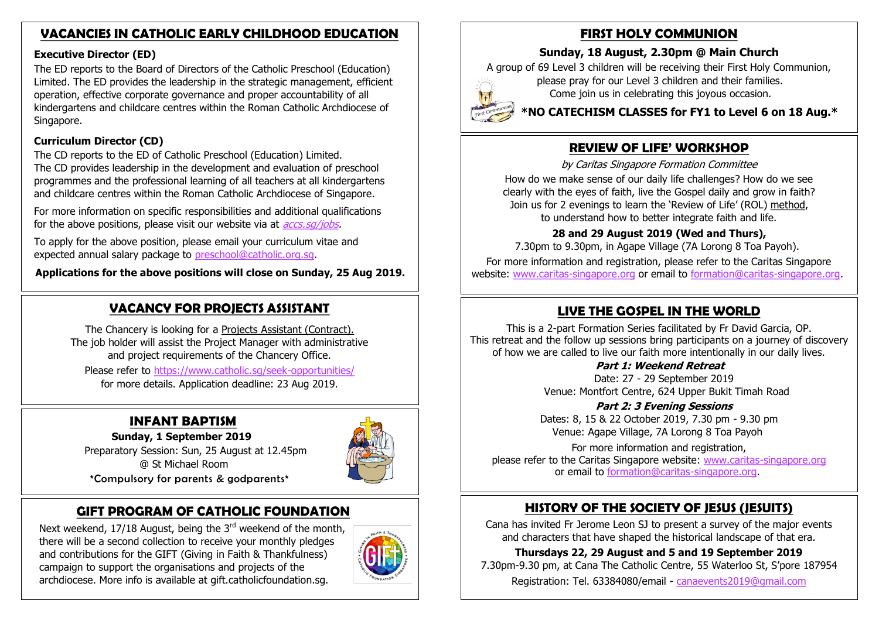## VACANCIES IN CATHOLIC EARLY CHILDHOOD EDUCATION

**Executive Director (ED)**

The ED reports to the Board of Directors of the Catholic Preschool (Education) Limited. The ED provides the leadership in the strategic management, efficient operation, effective corporate governance and proper accountability of all kindergartens and childcare centres within the Roman Catholic Archdiocese of Singapore.

**Curriculum Director (CD)**

The CD reports to the ED of Catholic Preschool (Education) Limited. The CD provides leadership in the development and evaluation of preschool programmes and the professional learning of all teachers at all kindergartens and childcare centres within the Roman Catholic Archdiocese of Singapore.

For more information on specific responsibilities and additional qualifications for the above positions, please visit our website via at *accs.sg/jobs*.

To apply for the above position, please email your curriculum vitae and expected annual salary package to preschool@catholic.org.sg.

**Applications for the above positions will close on Sunday, 25 Aug 2019.**

## VACANCY FOR PROJECTS ASSISTANT

The Chancery is looking for a Projects Assistant (Contract). The job holder will assist the Project Manager with administrative and project requirements of the Chancery Office.

Please refer to https://www.catholic.sg/seek-opportunities/ for more details. Application deadline: 23 Aug 2019.

## INFANT BAPTISM

**Sunday, 1 September 2019**

Preparatory Session: Sun, 25 August at 12.45pm @ St Michael Room

\*Compulsory for parents & godparents\*

## GIFT PROGRAM OF CATHOLIC FOUNDATION

Next weekend, 17/18 August, being the 3rd weekend of the month, there will be a second collection to receive your monthly pledges and contributions for the GIFT (Giving in Faith & Thankfulness) campaign to support the organisations and projects of the archdiocese. More info is available at gift.catholicfoundation.sg.

## FIRST HOLY COMMUNION

**Sunday, 18 August, 2.30pm @ Main Church**

A group of 69 Level 3 children will be receiving their First Holy Communion, please pray for our Level 3 children and their families. Come join us in celebrating this joyous occasion.

**\*NO CATECHISM CLASSES for FY1 to Level 6 on 18 Aug.\***

## REVIEW OF LIFE' WORKSHOP

*by Caritas Singapore Formation Committee*

How do we make sense of our daily life challenges? How do we see clearly with the eyes of faith, live the Gospel daily and grow in faith? Join us for 2 evenings to learn the 'Review of Life' (ROL) method, to understand how to better integrate faith and life.

**28 and 29 August 2019 (Wed and Thurs),**

7.30pm to 9.30pm, in Agape Village (7A Lorong 8 Toa Payoh).

For more information and registration, please refer to the Caritas Singapore website: www.caritas-singapore.org or email to formation@caritas-singapore.org.

## LIVE THE GOSPEL IN THE WORLD

This is a 2-part Formation Series facilitated by Fr David Garcia, OP. This retreat and the follow up sessions bring participants on a journey of discovery of how we are called to live our faith more intentionally in our daily lives.

***Part 1: Weekend Retreat***

Date: 27 - 29 September 2019

Venue: Montfort Centre, 624 Upper Bukit Timah Road

***Part 2: 3 Evening Sessions***

Dates: 8, 15 & 22 October 2019, 7.30 pm - 9.30 pm

Venue: Agape Village, 7A Lorong 8 Toa Payoh

For more information and registration, please refer to the Caritas Singapore website: www.caritas-singapore.org or email to formation@caritas-singapore.org.

## HISTORY OF THE SOCIETY OF JESUS (JESUITS)

Cana has invited Fr Jerome Leon SJ to present a survey of the major events and characters that have shaped the historical landscape of that era.

**Thursdays 22, 29 August and 5 and 19 September 2019**

7.30pm-9.30 pm, at Cana The Catholic Centre, 55 Waterloo St, S'pore 187954

Registration: Tel. 63384080/email - canaevents2019@gmail.com